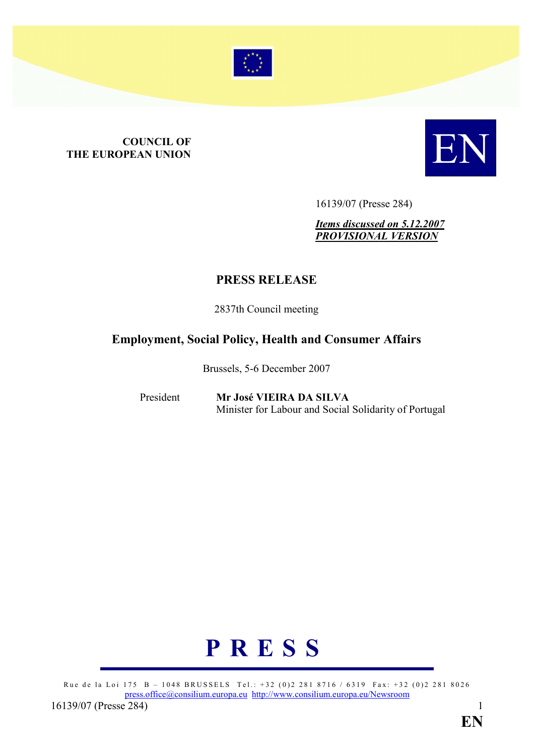**COUNCIL OF THE EUROPEAN UNION**

EN

16139/07 (Presse 284)

***Items discussed on 5.12.2007***
***PROVISIONAL VERSION***

# PRESS RELEASE

2837th Council meeting

## Employment, Social Policy, Health and Consumer Affairs

Brussels, 5-6 December 2007

President **Mr José VIEIRA DA SILVA**
Minister for Labour and Social Solidarity of Portugal

**P R E S S**

Rue de la Loi 175 B – 1048 BRUSSELS Tel.: +32 (0)2 281 8716 / 6319 Fax: +32 (0)2 281 8026
press.office@consilium.europa.eu http://www.consilium.europa.eu/Newsroom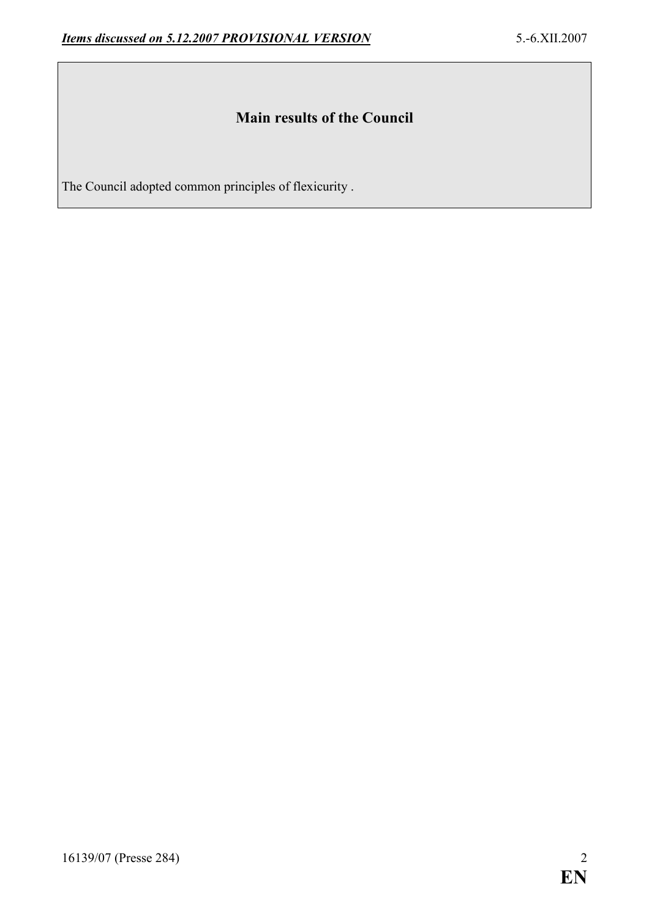## Main results of the Council

The Council adopted common principles of flexicurity .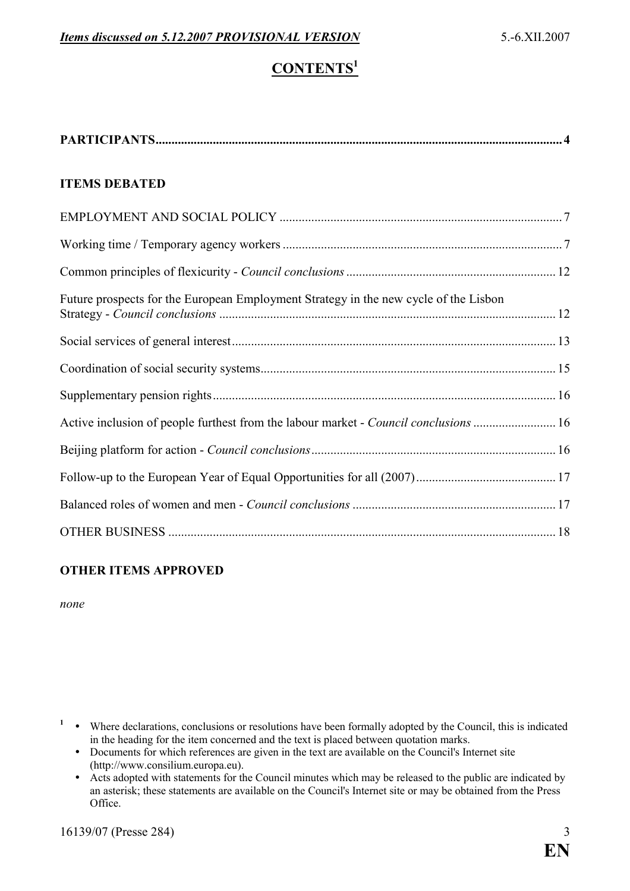# CONTENTS[1]

**PARTICIPANTS** ........ 4

**ITEMS DEBATED**

EMPLOYMENT AND SOCIAL POLICY ........ 7

Working time / Temporary agency workers ........ 7

Common principles of flexicurity - *Council conclusions* ........ 12

Future prospects for the European Employment Strategy in the new cycle of the Lisbon Strategy - *Council conclusions* ........ 12

Social services of general interest ........ 13

Coordination of social security systems ........ 15

Supplementary pension rights ........ 16

Active inclusion of people furthest from the labour market - *Council conclusions* ........ 16

Beijing platform for action - *Council conclusions* ........ 16

Follow-up to the European Year of Equal Opportunities for all (2007) ........ 17

Balanced roles of women and men - *Council conclusions* ........ 17

OTHER BUSINESS ........ 18

**OTHER ITEMS APPROVED**

*none*

[1]
- Where declarations, conclusions or resolutions have been formally adopted by the Council, this is indicated in the heading for the item concerned and the text is placed between quotation marks.
- Documents for which references are given in the text are available on the Council's Internet site (http://www.consilium.europa.eu).
- Acts adopted with statements for the Council minutes which may be released to the public are indicated by an asterisk; these statements are available on the Council's Internet site or may be obtained from the Press Office.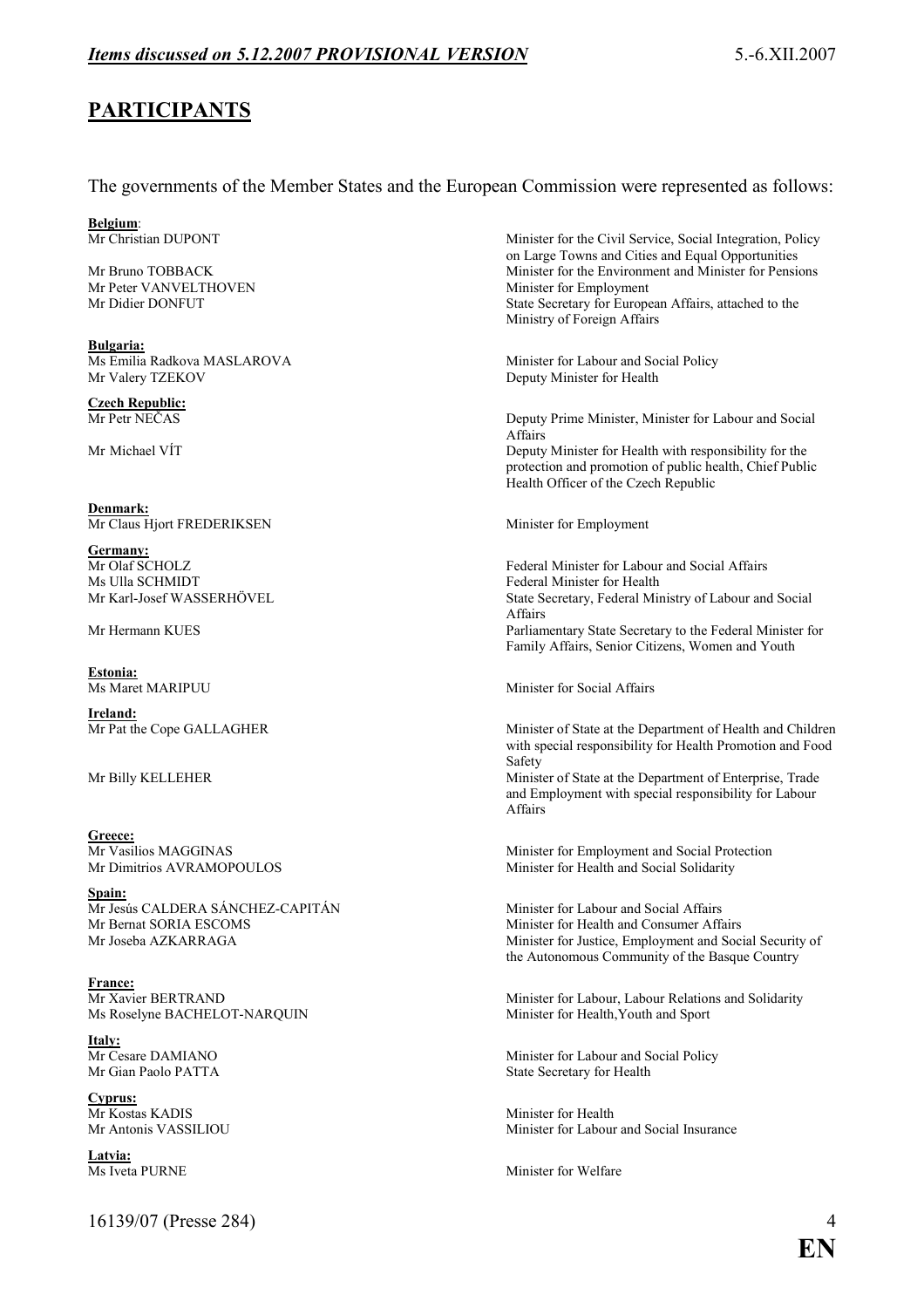## PARTICIPANTS

The governments of the Member States and the European Commission were represented as follows:

**Belgium**:

| | |
|---|---|
| Mr Christian DUPONT | Minister for the Civil Service, Social Integration, Policy on Large Towns and Cities and Equal Opportunities |
| Mr Bruno TOBBACK | Minister for the Environment and Minister for Pensions |
| Mr Peter VANVELTHOVEN | Minister for Employment |
| Mr Didier DONFUT | State Secretary for European Affairs, attached to the Ministry of Foreign Affairs |

**Bulgaria:**

| | |
|---|---|
| Ms Emilia Radkova MASLAROVA | Minister for Labour and Social Policy |
| Mr Valery TZEKOV | Deputy Minister for Health |

**Czech Republic:**

| | |
|---|---|
| Mr Petr NEČAS | Deputy Prime Minister, Minister for Labour and Social Affairs |
| Mr Michael VÍT | Deputy Minister for Health with responsibility for the protection and promotion of public health, Chief Public Health Officer of the Czech Republic |

**Denmark:**

| | |
|---|---|
| Mr Claus Hjort FREDERIKSEN | Minister for Employment |

**Germany:**

| | |
|---|---|
| Mr Olaf SCHOLZ | Federal Minister for Labour and Social Affairs |
| Ms Ulla SCHMIDT | Federal Minister for Health |
| Mr Karl-Josef WASSERHÖVEL | State Secretary, Federal Ministry of Labour and Social Affairs |
| Mr Hermann KUES | Parliamentary State Secretary to the Federal Minister for Family Affairs, Senior Citizens, Women and Youth |

**Estonia:**

| | |
|---|---|
| Ms Maret MARIPUU | Minister for Social Affairs |

**Ireland:**

| | |
|---|---|
| Mr Pat the Cope GALLAGHER | Minister of State at the Department of Health and Children with special responsibility for Health Promotion and Food Safety |
| Mr Billy KELLEHER | Minister of State at the Department of Enterprise, Trade and Employment with special responsibility for Labour Affairs |

**Greece:**

| | |
|---|---|
| Mr Vasilios MAGGINAS | Minister for Employment and Social Protection |
| Mr Dimitrios AVRAMOPOULOS | Minister for Health and Social Solidarity |

**Spain:**

| | |
|---|---|
| Mr Jesús CALDERA SÁNCHEZ-CAPITÁN | Minister for Labour and Social Affairs |
| Mr Bernat SORIA ESCOMS | Minister for Health and Consumer Affairs |
| Mr Joseba AZKARRAGA | Minister for Justice, Employment and Social Security of the Autonomous Community of the Basque Country |

**France:**

| | |
|---|---|
| Mr Xavier BERTRAND | Minister for Labour, Labour Relations and Solidarity |
| Ms Roselyne BACHELOT-NARQUIN | Minister for Health,Youth and Sport |

**Italy:**

| | |
|---|---|
| Mr Cesare DAMIANO | Minister for Labour and Social Policy |
| Mr Gian Paolo PATTA | State Secretary for Health |

**Cyprus:**

| | |
|---|---|
| Mr Kostas KADIS | Minister for Health |
| Mr Antonis VASSILIOU | Minister for Labour and Social Insurance |

**Latvia:**

| | |
|---|---|
| Ms Iveta PURNE | Minister for Welfare |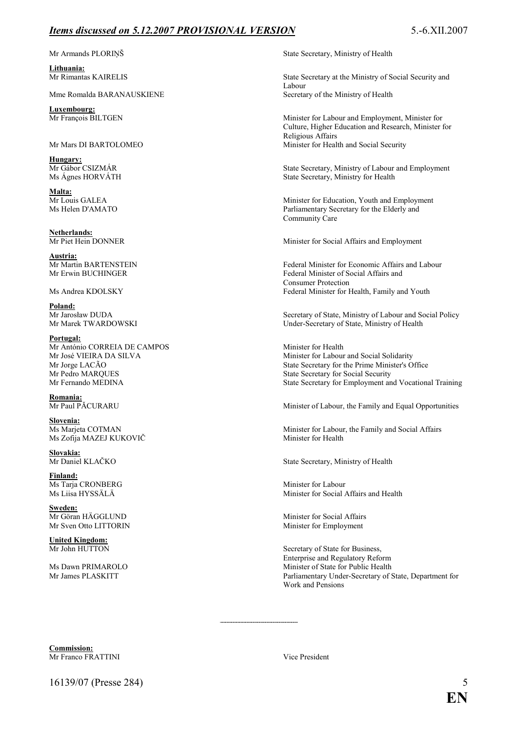Mr Armands PLORIŅŠ — State Secretary, Ministry of Health

**Lithuania:**

Mr Rimantas KAIRELIS — State Secretary at the Ministry of Social Security and Labour

Mme Romalda BARANAUSKIENE — Secretary of the Ministry of Health

**Luxembourg:**

Mr François BILTGEN — Minister for Labour and Employment, Minister for Culture, Higher Education and Research, Minister for Religious Affairs

Mr Mars DI BARTOLOMEO — Minister for Health and Social Security

**Hungary:**

Mr Gábor CSIZMÁR — State Secretary, Ministry of Labour and Employment

Ms Ágnes HORVÁTH — State Secretary, Ministry for Health

**Malta:**

Mr Louis GALEA — Minister for Education, Youth and Employment

Ms Helen D'AMATO — Parliamentary Secretary for the Elderly and Community Care

**Netherlands:**

Mr Piet Hein DONNER — Minister for Social Affairs and Employment

**Austria:**

Mr Martin BARTENSTEIN — Federal Minister for Economic Affairs and Labour

Mr Erwin BUCHINGER — Federal Minister of Social Affairs and Consumer Protection

Ms Andrea KDOLSKY — Federal Minister for Health, Family and Youth

**Poland:**

Mr Jarosław DUDA — Secretary of State, Ministry of Labour and Social Policy

Mr Marek TWARDOWSKI — Under-Secretary of State, Ministry of Health

**Portugal:**

Mr António CORREIA DE CAMPOS — Minister for Health

Mr José VIEIRA DA SILVA — Minister for Labour and Social Solidarity

Mr Jorge LACÃO — State Secretary for the Prime Minister's Office

Mr Pedro MARQUES — State Secretary for Social Security

Mr Fernando MEDINA — State Secretary for Employment and Vocational Training

**Romania:**

Mr Paul PĂCURARU — Minister of Labour, the Family and Equal Opportunities

**Slovenia:**

Ms Marjeta COTMAN — Minister for Labour, the Family and Social Affairs

Ms Zofija MAZEJ KUKOVIČ — Minister for Health

**Slovakia:**

Mr Daniel KLAČKO — State Secretary, Ministry of Health

**Finland:**

Ms Tarja CRONBERG — Minister for Labour

Ms Liisa HYSSÄLÄ — Minister for Social Affairs and Health

**Sweden:**

Mr Göran HÄGGLUND — Minister for Social Affairs

Mr Sven Otto LITTORIN — Minister for Employment

**United Kingdom:**

Mr John HUTTON — Secretary of State for Business, Enterprise and Regulatory Reform

Ms Dawn PRIMAROLO — Minister of State for Public Health

Mr James PLASKITT — Parliamentary Under-Secretary of State, Department for Work and Pensions

---

**Commission:**

Mr Franco FRATTINI — Vice President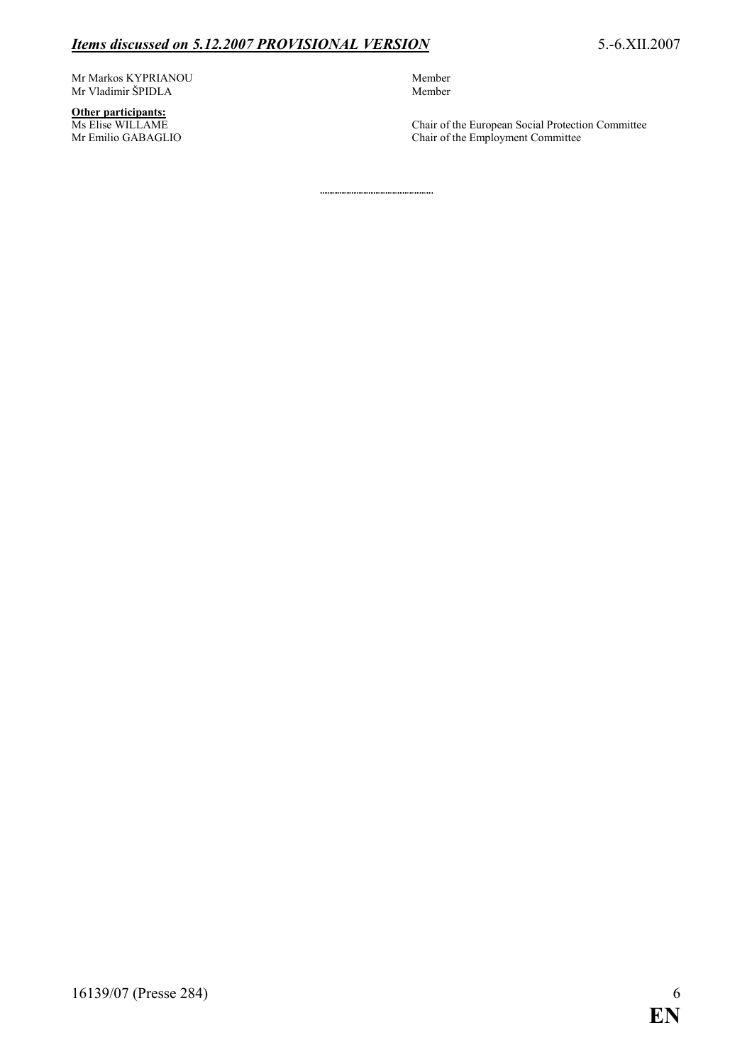| | |
|---|---|
| Mr Markos KYPRIANOU | Member |
| Mr Vladimir ŠPIDLA | Member |

**Other participants:**

| | |
|---|---|
| Ms Elise WILLAME | Chair of the European Social Protection Committee |
| Mr Emilio GABAGLIO | Chair of the Employment Committee |

---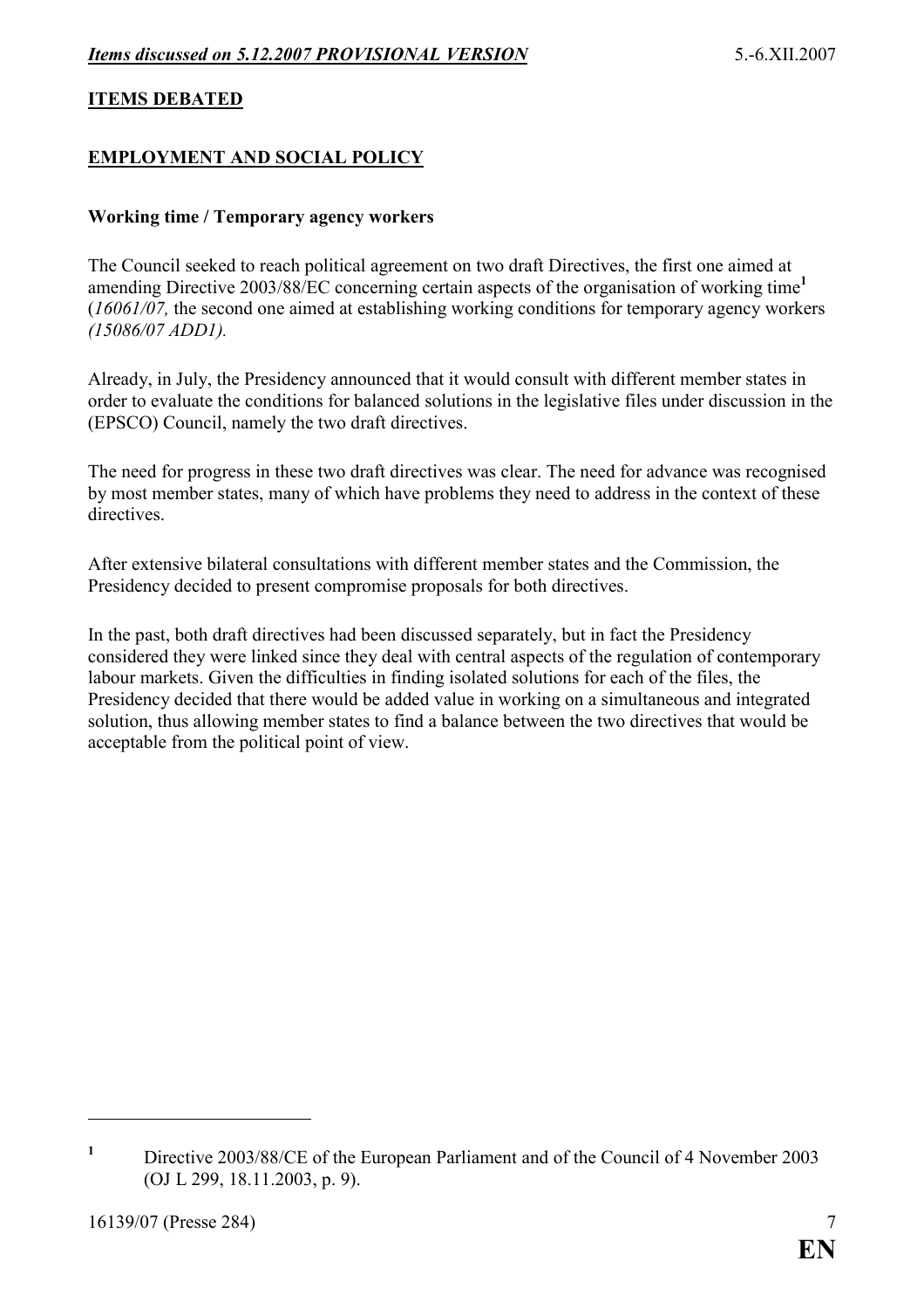## ITEMS DEBATED

## EMPLOYMENT AND SOCIAL POLICY

### Working time / Temporary agency workers

The Council seeked to reach political agreement on two draft Directives, the first one aimed at amending Directive 2003/88/EC concerning certain aspects of the organisation of working time[1] (*16061/07,* the second one aimed at establishing working conditions for temporary agency workers *(15086/07 ADD1).*

Already, in July, the Presidency announced that it would consult with different member states in order to evaluate the conditions for balanced solutions in the legislative files under discussion in the (EPSCO) Council, namely the two draft directives.

The need for progress in these two draft directives was clear. The need for advance was recognised by most member states, many of which have problems they need to address in the context of these directives.

After extensive bilateral consultations with different member states and the Commission, the Presidency decided to present compromise proposals for both directives.

In the past, both draft directives had been discussed separately, but in fact the Presidency considered they were linked since they deal with central aspects of the regulation of contemporary labour markets. Given the difficulties in finding isolated solutions for each of the files, the Presidency decided that there would be added value in working on a simultaneous and integrated solution, thus allowing member states to find a balance between the two directives that would be acceptable from the political point of view.

---

[1] Directive 2003/88/CE of the European Parliament and of the Council of 4 November 2003 (OJ L 299, 18.11.2003, p. 9).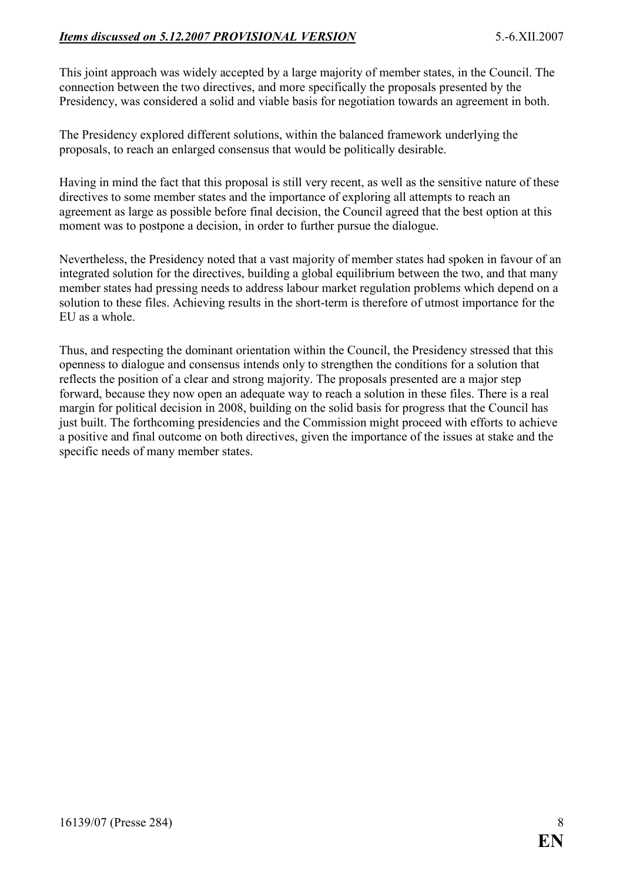This joint approach was widely accepted by a large majority of member states, in the Council. The connection between the two directives, and more specifically the proposals presented by the Presidency, was considered a solid and viable basis for negotiation towards an agreement in both.

The Presidency explored different solutions, within the balanced framework underlying the proposals, to reach an enlarged consensus that would be politically desirable.

Having in mind the fact that this proposal is still very recent, as well as the sensitive nature of these directives to some member states and the importance of exploring all attempts to reach an agreement as large as possible before final decision, the Council agreed that the best option at this moment was to postpone a decision, in order to further pursue the dialogue.

Nevertheless, the Presidency noted that a vast majority of member states had spoken in favour of an integrated solution for the directives, building a global equilibrium between the two, and that many member states had pressing needs to address labour market regulation problems which depend on a solution to these files. Achieving results in the short-term is therefore of utmost importance for the EU as a whole.

Thus, and respecting the dominant orientation within the Council, the Presidency stressed that this openness to dialogue and consensus intends only to strengthen the conditions for a solution that reflects the position of a clear and strong majority. The proposals presented are a major step forward, because they now open an adequate way to reach a solution in these files. There is a real margin for political decision in 2008, building on the solid basis for progress that the Council has just built. The forthcoming presidencies and the Commission might proceed with efforts to achieve a positive and final outcome on both directives, given the importance of the issues at stake and the specific needs of many member states.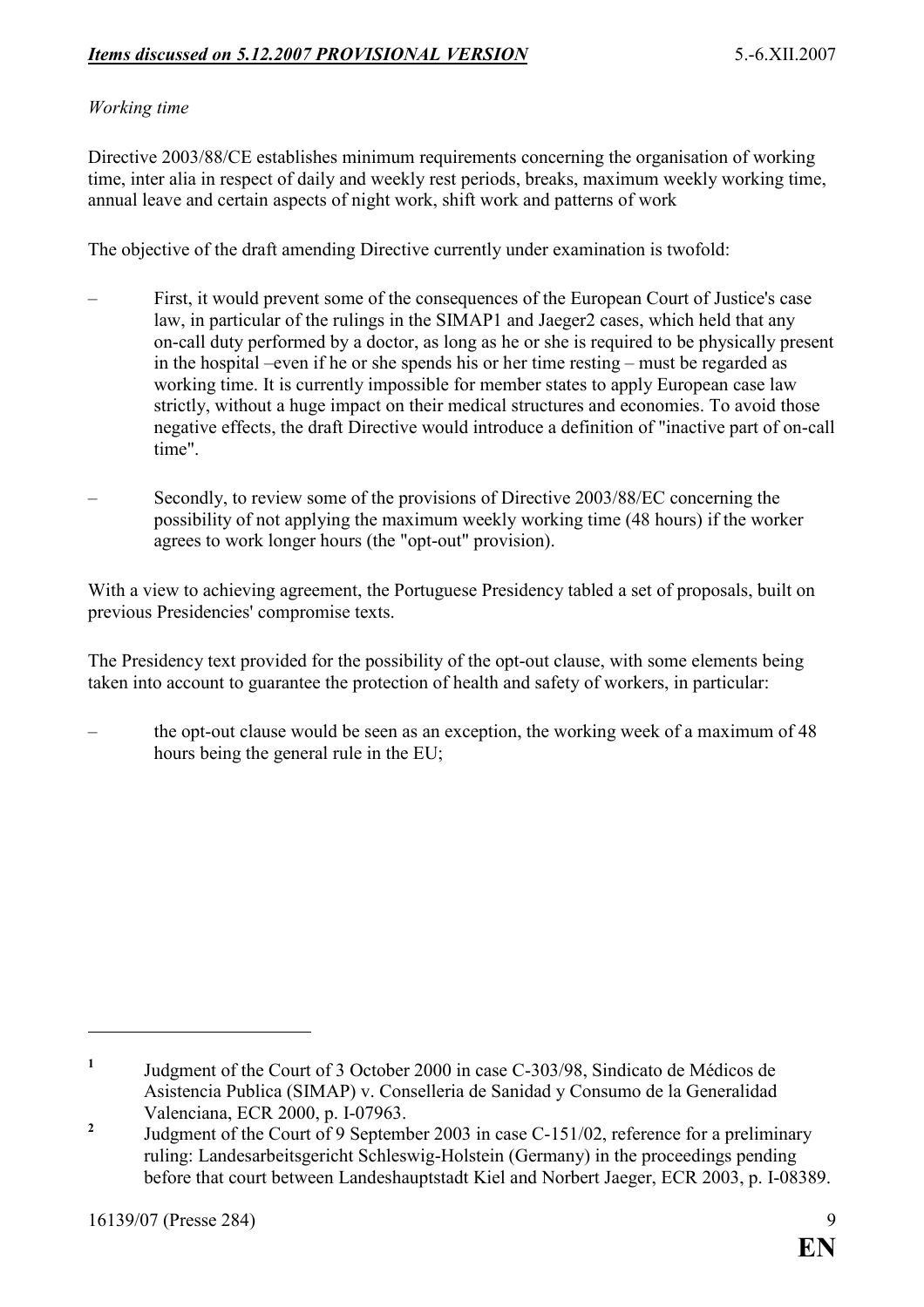*Working time*

Directive 2003/88/CE establishes minimum requirements concerning the organisation of working time, inter alia in respect of daily and weekly rest periods, breaks, maximum weekly working time, annual leave and certain aspects of night work, shift work and patterns of work

The objective of the draft amending Directive currently under examination is twofold:

- First, it would prevent some of the consequences of the European Court of Justice's case law, in particular of the rulings in the SIMAP[1] and Jaeger[2] cases, which held that any on-call duty performed by a doctor, as long as he or she is required to be physically present in the hospital –even if he or she spends his or her time resting – must be regarded as working time. It is currently impossible for member states to apply European case law strictly, without a huge impact on their medical structures and economies. To avoid those negative effects, the draft Directive would introduce a definition of "inactive part of on-call time".

- Secondly, to review some of the provisions of Directive 2003/88/EC concerning the possibility of not applying the maximum weekly working time (48 hours) if the worker agrees to work longer hours (the "opt-out" provision).

With a view to achieving agreement, the Portuguese Presidency tabled a set of proposals, built on previous Presidencies' compromise texts.

The Presidency text provided for the possibility of the opt-out clause, with some elements being taken into account to guarantee the protection of health and safety of workers, in particular:

- the opt-out clause would be seen as an exception, the working week of a maximum of 48 hours being the general rule in the EU;

---

[1] Judgment of the Court of 3 October 2000 in case C-303/98, Sindicato de Médicos de Asistencia Publica (SIMAP) v. Conselleria de Sanidad y Consumo de la Generalidad Valenciana, ECR 2000, p. I-07963.

[2] Judgment of the Court of 9 September 2003 in case C-151/02, reference for a preliminary ruling: Landesarbeitsgericht Schleswig-Holstein (Germany) in the proceedings pending before that court between Landeshauptstadt Kiel and Norbert Jaeger, ECR 2003, p. I-08389.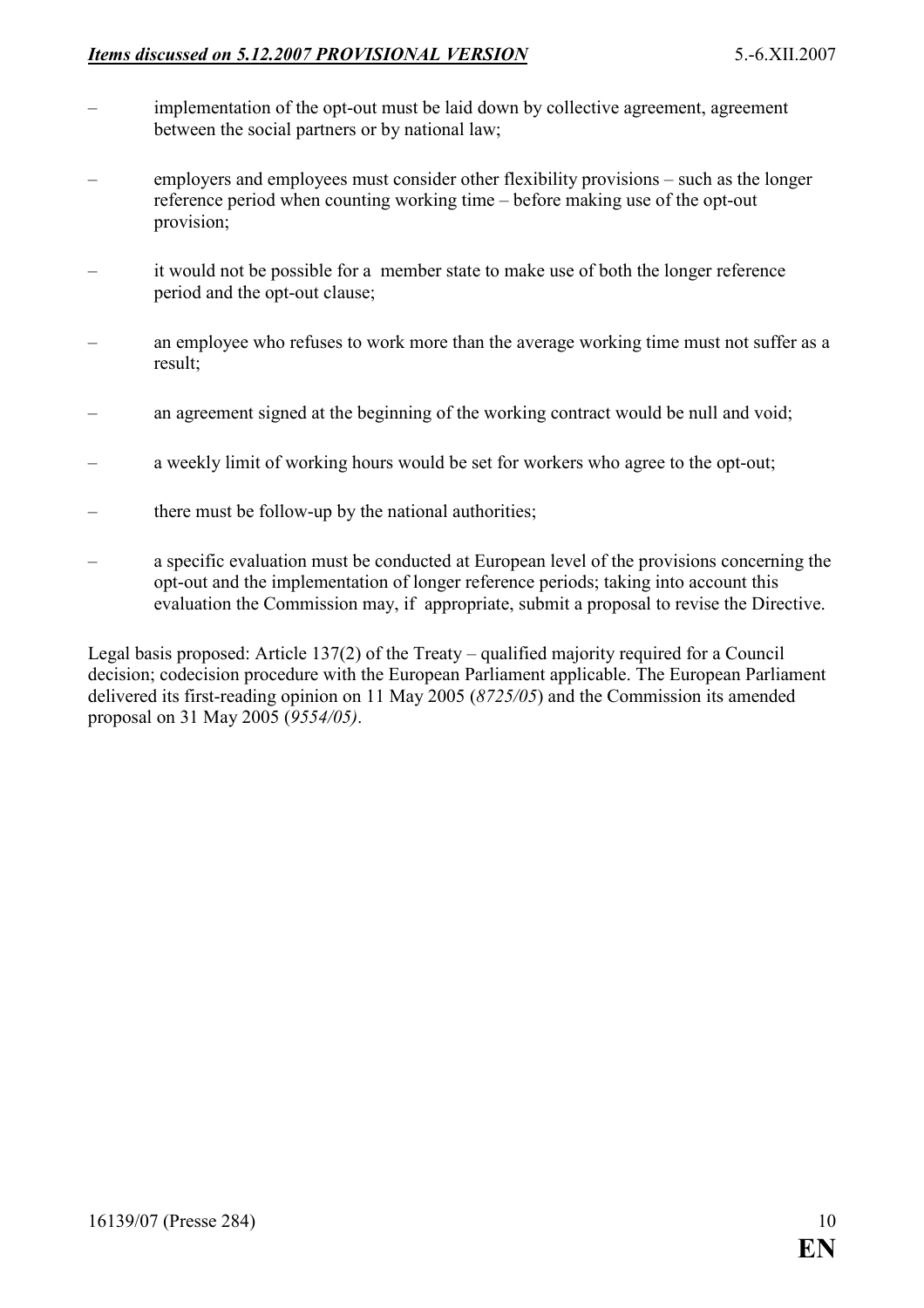- implementation of the opt-out must be laid down by collective agreement, agreement between the social partners or by national law;
- employers and employees must consider other flexibility provisions – such as the longer reference period when counting working time – before making use of the opt-out provision;
- it would not be possible for a member state to make use of both the longer reference period and the opt-out clause;
- an employee who refuses to work more than the average working time must not suffer as a result;
- an agreement signed at the beginning of the working contract would be null and void;
- a weekly limit of working hours would be set for workers who agree to the opt-out;
- there must be follow-up by the national authorities;
- a specific evaluation must be conducted at European level of the provisions concerning the opt-out and the implementation of longer reference periods; taking into account this evaluation the Commission may, if appropriate, submit a proposal to revise the Directive.

Legal basis proposed: Article 137(2) of the Treaty – qualified majority required for a Council decision; codecision procedure with the European Parliament applicable. The European Parliament delivered its first-reading opinion on 11 May 2005 (*8725/05*) and the Commission its amended proposal on 31 May 2005 (*9554/05)*.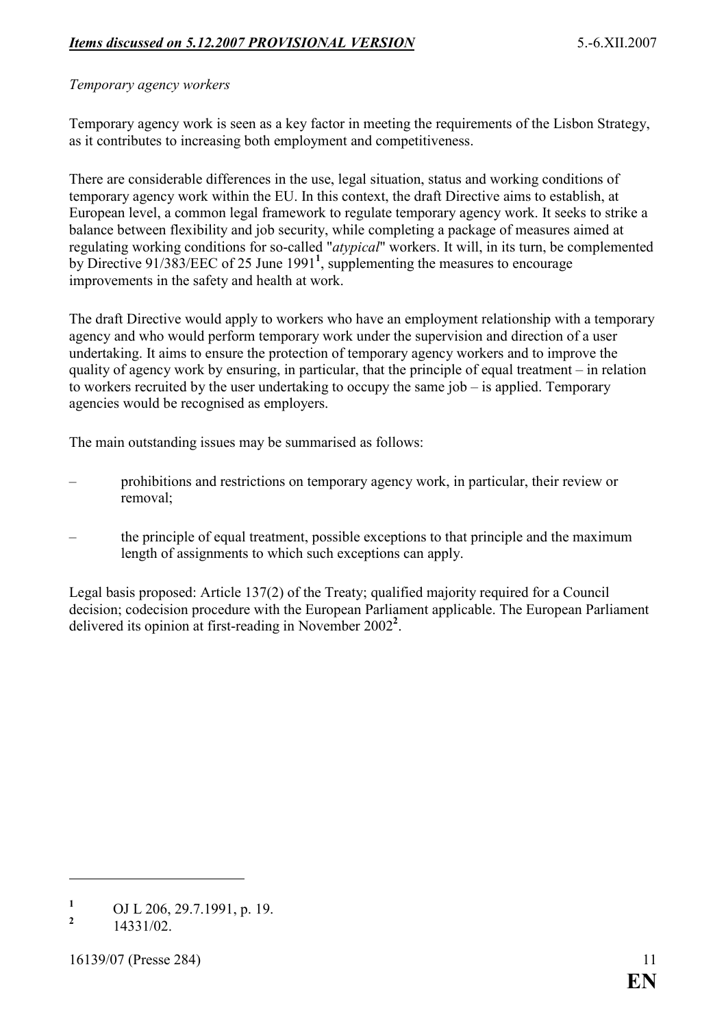*Temporary agency workers*

Temporary agency work is seen as a key factor in meeting the requirements of the Lisbon Strategy, as it contributes to increasing both employment and competitiveness.

There are considerable differences in the use, legal situation, status and working conditions of temporary agency work within the EU. In this context, the draft Directive aims to establish, at European level, a common legal framework to regulate temporary agency work. It seeks to strike a balance between flexibility and job security, while completing a package of measures aimed at regulating working conditions for so-called "*atypical*" workers. It will, in its turn, be complemented by Directive 91/383/EEC of 25 June 1991[1], supplementing the measures to encourage improvements in the safety and health at work.

The draft Directive would apply to workers who have an employment relationship with a temporary agency and who would perform temporary work under the supervision and direction of a user undertaking. It aims to ensure the protection of temporary agency workers and to improve the quality of agency work by ensuring, in particular, that the principle of equal treatment – in relation to workers recruited by the user undertaking to occupy the same job – is applied. Temporary agencies would be recognised as employers.

The main outstanding issues may be summarised as follows:

- prohibitions and restrictions on temporary agency work, in particular, their review or removal;
- the principle of equal treatment, possible exceptions to that principle and the maximum length of assignments to which such exceptions can apply.

Legal basis proposed: Article 137(2) of the Treaty; qualified majority required for a Council decision; codecision procedure with the European Parliament applicable. The European Parliament delivered its opinion at first-reading in November 2002[2].

---

[1] OJ L 206, 29.7.1991, p. 19.

[2] 14331/02.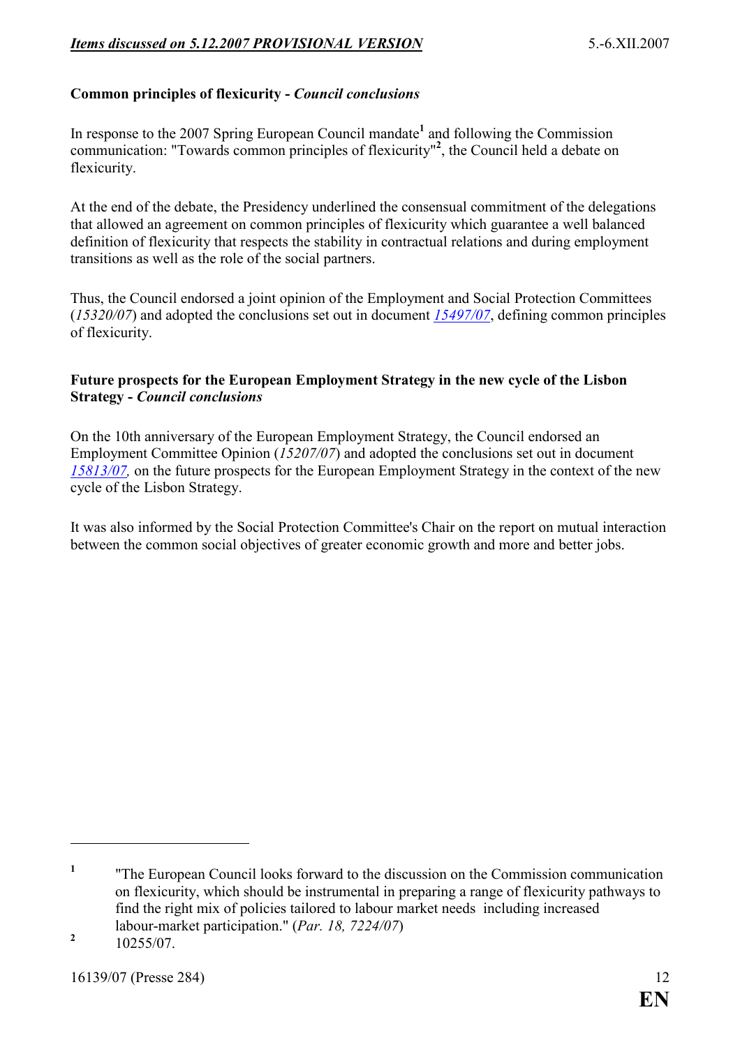**Common principles of flexicurity -** ***Council conclusions***

In response to the 2007 Spring European Council mandate[1] and following the Commission communication: "Towards common principles of flexicurity"[2], the Council held a debate on flexicurity.

At the end of the debate, the Presidency underlined the consensual commitment of the delegations that allowed an agreement on common principles of flexicurity which guarantee a well balanced definition of flexicurity that respects the stability in contractual relations and during employment transitions as well as the role of the social partners.

Thus, the Council endorsed a joint opinion of the Employment and Social Protection Committees (*15320/07*) and adopted the conclusions set out in document *15497/07*, defining common principles of flexicurity.

**Future prospects for the European Employment Strategy in the new cycle of the Lisbon Strategy -** ***Council conclusions***

On the 10th anniversary of the European Employment Strategy, the Council endorsed an Employment Committee Opinion (*15207/07*) and adopted the conclusions set out in document *15813/07,* on the future prospects for the European Employment Strategy in the context of the new cycle of the Lisbon Strategy.

It was also informed by the Social Protection Committee's Chair on the report on mutual interaction between the common social objectives of greater economic growth and more and better jobs.

---

[1] "The European Council looks forward to the discussion on the Commission communication on flexicurity, which should be instrumental in preparing a range of flexicurity pathways to find the right mix of policies tailored to labour market needs including increased labour-market participation." (*Par. 18, 7224/07*)

[2] 10255/07.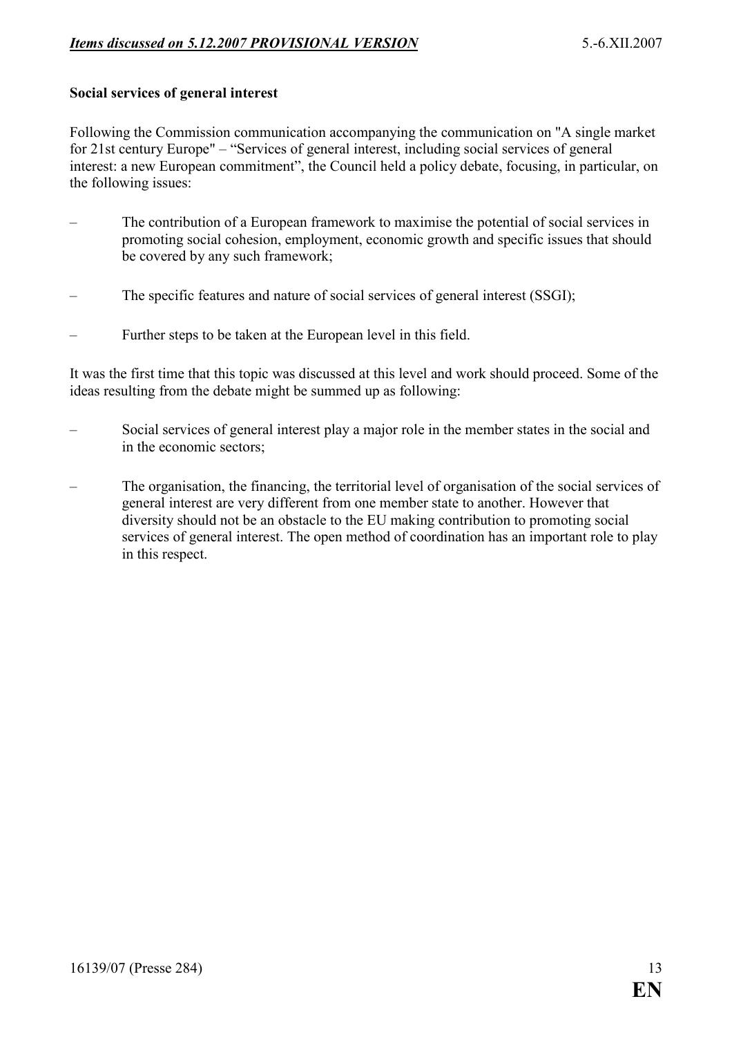**Social services of general interest**

Following the Commission communication accompanying the communication on "A single market for 21st century Europe" – "Services of general interest, including social services of general interest: a new European commitment", the Council held a policy debate, focusing, in particular, on the following issues:

- The contribution of a European framework to maximise the potential of social services in promoting social cohesion, employment, economic growth and specific issues that should be covered by any such framework;
- The specific features and nature of social services of general interest (SSGI);
- Further steps to be taken at the European level in this field.

It was the first time that this topic was discussed at this level and work should proceed. Some of the ideas resulting from the debate might be summed up as following:

- Social services of general interest play a major role in the member states in the social and in the economic sectors;
- The organisation, the financing, the territorial level of organisation of the social services of general interest are very different from one member state to another. However that diversity should not be an obstacle to the EU making contribution to promoting social services of general interest. The open method of coordination has an important role to play in this respect.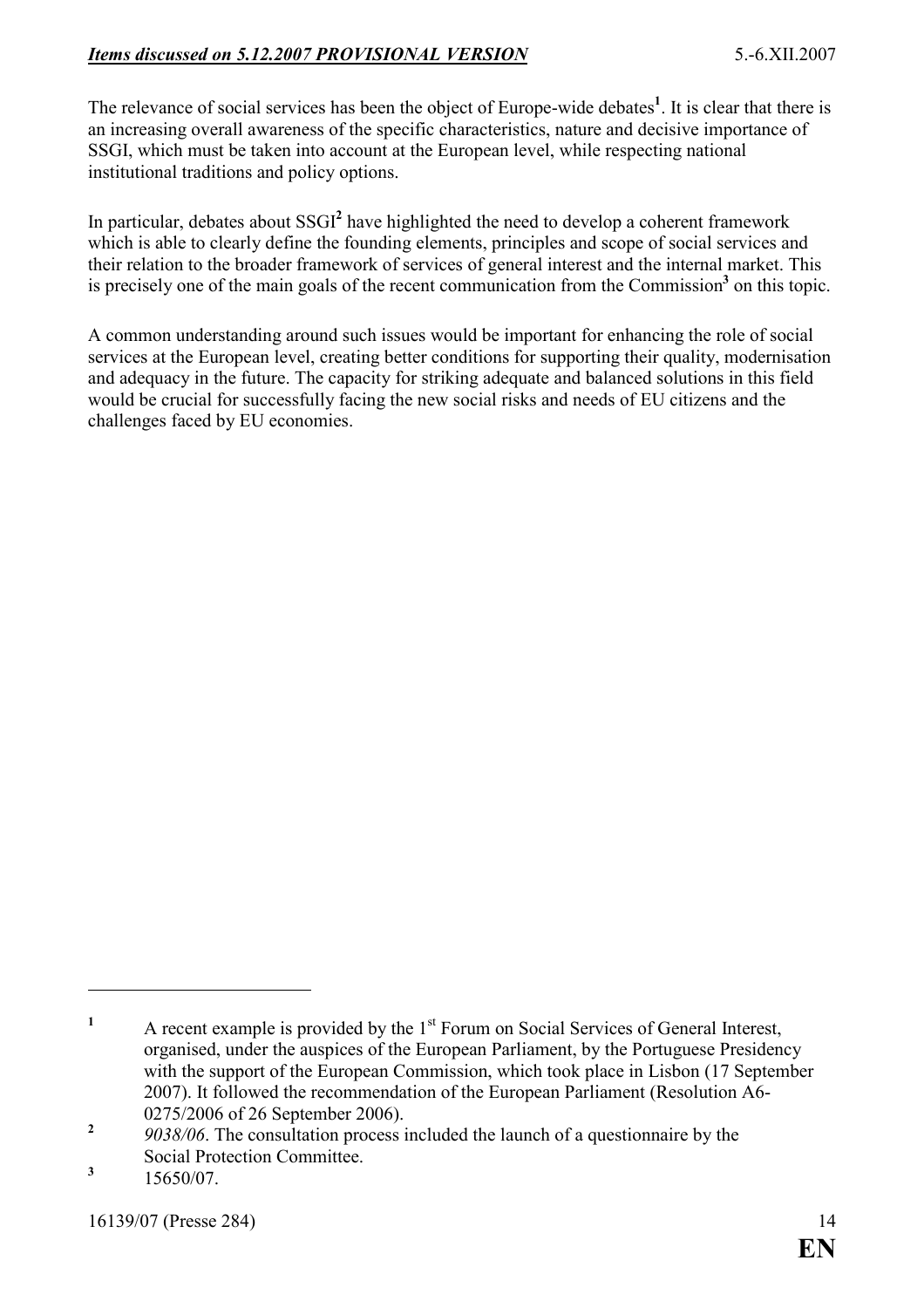The relevance of social services has been the object of Europe-wide debates[1]. It is clear that there is an increasing overall awareness of the specific characteristics, nature and decisive importance of SSGI, which must be taken into account at the European level, while respecting national institutional traditions and policy options.

In particular, debates about SSGI[2] have highlighted the need to develop a coherent framework which is able to clearly define the founding elements, principles and scope of social services and their relation to the broader framework of services of general interest and the internal market. This is precisely one of the main goals of the recent communication from the Commission[3] on this topic.

A common understanding around such issues would be important for enhancing the role of social services at the European level, creating better conditions for supporting their quality, modernisation and adequacy in the future. The capacity for striking adequate and balanced solutions in this field would be crucial for successfully facing the new social risks and needs of EU citizens and the challenges faced by EU economies.

---

[1] A recent example is provided by the 1st Forum on Social Services of General Interest, organised, under the auspices of the European Parliament, by the Portuguese Presidency with the support of the European Commission, which took place in Lisbon (17 September 2007). It followed the recommendation of the European Parliament (Resolution A6-0275/2006 of 26 September 2006).

[2] *9038/06*. The consultation process included the launch of a questionnaire by the Social Protection Committee.

[3] 15650/07.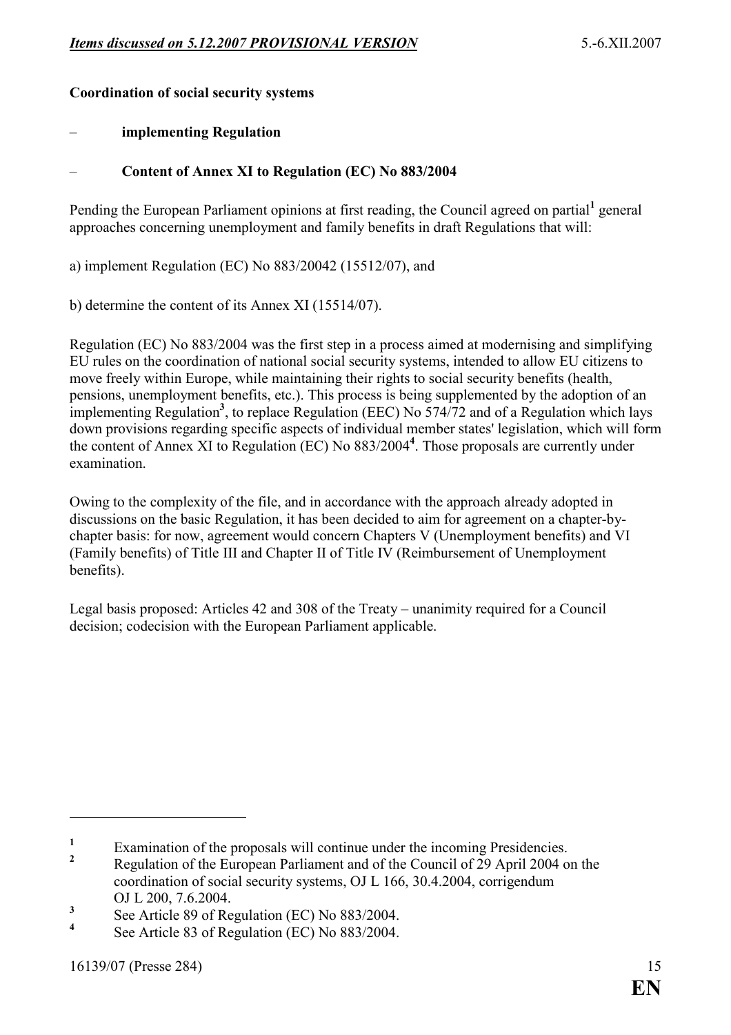**Coordination of social security systems**

– **implementing Regulation**

– **Content of Annex XI to Regulation (EC) No 883/2004**

Pending the European Parliament opinions at first reading, the Council agreed on partial[1] general approaches concerning unemployment and family benefits in draft Regulations that will:

a) implement Regulation (EC) No 883/2004[2] (15512/07), and

b) determine the content of its Annex XI (15514/07).

Regulation (EC) No 883/2004 was the first step in a process aimed at modernising and simplifying EU rules on the coordination of national social security systems, intended to allow EU citizens to move freely within Europe, while maintaining their rights to social security benefits (health, pensions, unemployment benefits, etc.). This process is being supplemented by the adoption of an implementing Regulation[3], to replace Regulation (EEC) No 574/72 and of a Regulation which lays down provisions regarding specific aspects of individual member states' legislation, which will form the content of Annex XI to Regulation (EC) No 883/2004[4]. Those proposals are currently under examination.

Owing to the complexity of the file, and in accordance with the approach already adopted in discussions on the basic Regulation, it has been decided to aim for agreement on a chapter-by-chapter basis: for now, agreement would concern Chapters V (Unemployment benefits) and VI (Family benefits) of Title III and Chapter II of Title IV (Reimbursement of Unemployment benefits).

Legal basis proposed: Articles 42 and 308 of the Treaty – unanimity required for a Council decision; codecision with the European Parliament applicable.

---

[1] Examination of the proposals will continue under the incoming Presidencies.

[2] Regulation of the European Parliament and of the Council of 29 April 2004 on the coordination of social security systems, OJ L 166, 30.4.2004, corrigendum OJ L 200, 7.6.2004.

[3] See Article 89 of Regulation (EC) No 883/2004.

[4] See Article 83 of Regulation (EC) No 883/2004.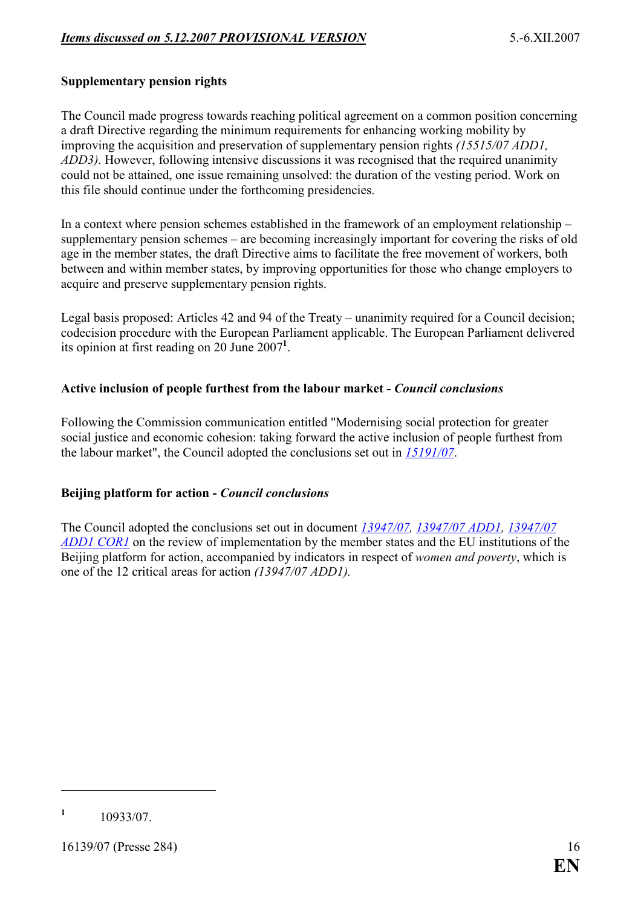**Supplementary pension rights**

The Council made progress towards reaching political agreement on a common position concerning a draft Directive regarding the minimum requirements for enhancing working mobility by improving the acquisition and preservation of supplementary pension rights *(15515/07 ADD1, ADD3)*. However, following intensive discussions it was recognised that the required unanimity could not be attained, one issue remaining unsolved: the duration of the vesting period. Work on this file should continue under the forthcoming presidencies.

In a context where pension schemes established in the framework of an employment relationship – supplementary pension schemes – are becoming increasingly important for covering the risks of old age in the member states, the draft Directive aims to facilitate the free movement of workers, both between and within member states, by improving opportunities for those who change employers to acquire and preserve supplementary pension rights.

Legal basis proposed: Articles 42 and 94 of the Treaty – unanimity required for a Council decision; codecision procedure with the European Parliament applicable. The European Parliament delivered its opinion at first reading on 20 June 2007[1].

**Active inclusion of people furthest from the labour market - *Council conclusions***

Following the Commission communication entitled "Modernising social protection for greater social justice and economic cohesion: taking forward the active inclusion of people furthest from the labour market", the Council adopted the conclusions set out in *15191/07*.

**Beijing platform for action - *Council conclusions***

The Council adopted the conclusions set out in document *13947/07*, *13947/07 ADD1*, *13947/07 ADD1 COR1* on the review of implementation by the member states and the EU institutions of the Beijing platform for action, accompanied by indicators in respect of *women and poverty*, which is one of the 12 critical areas for action *(13947/07 ADD1).*

---

[1] 10933/07.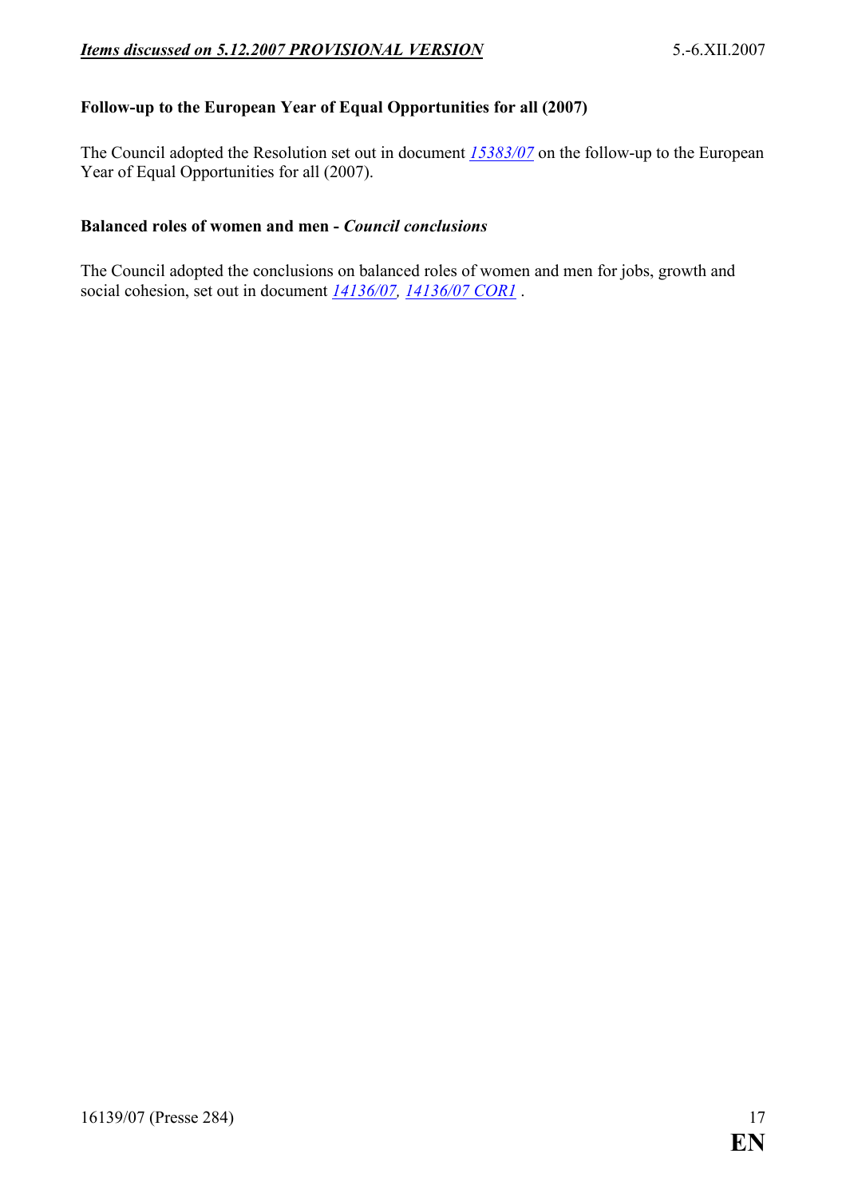### Follow-up to the European Year of Equal Opportunities for all (2007)

The Council adopted the Resolution set out in document *15383/07* on the follow-up to the European Year of Equal Opportunities for all (2007).

### Balanced roles of women and men - *Council conclusions*

The Council adopted the conclusions on balanced roles of women and men for jobs, growth and social cohesion, set out in document *14136/07*, *14136/07 COR1* .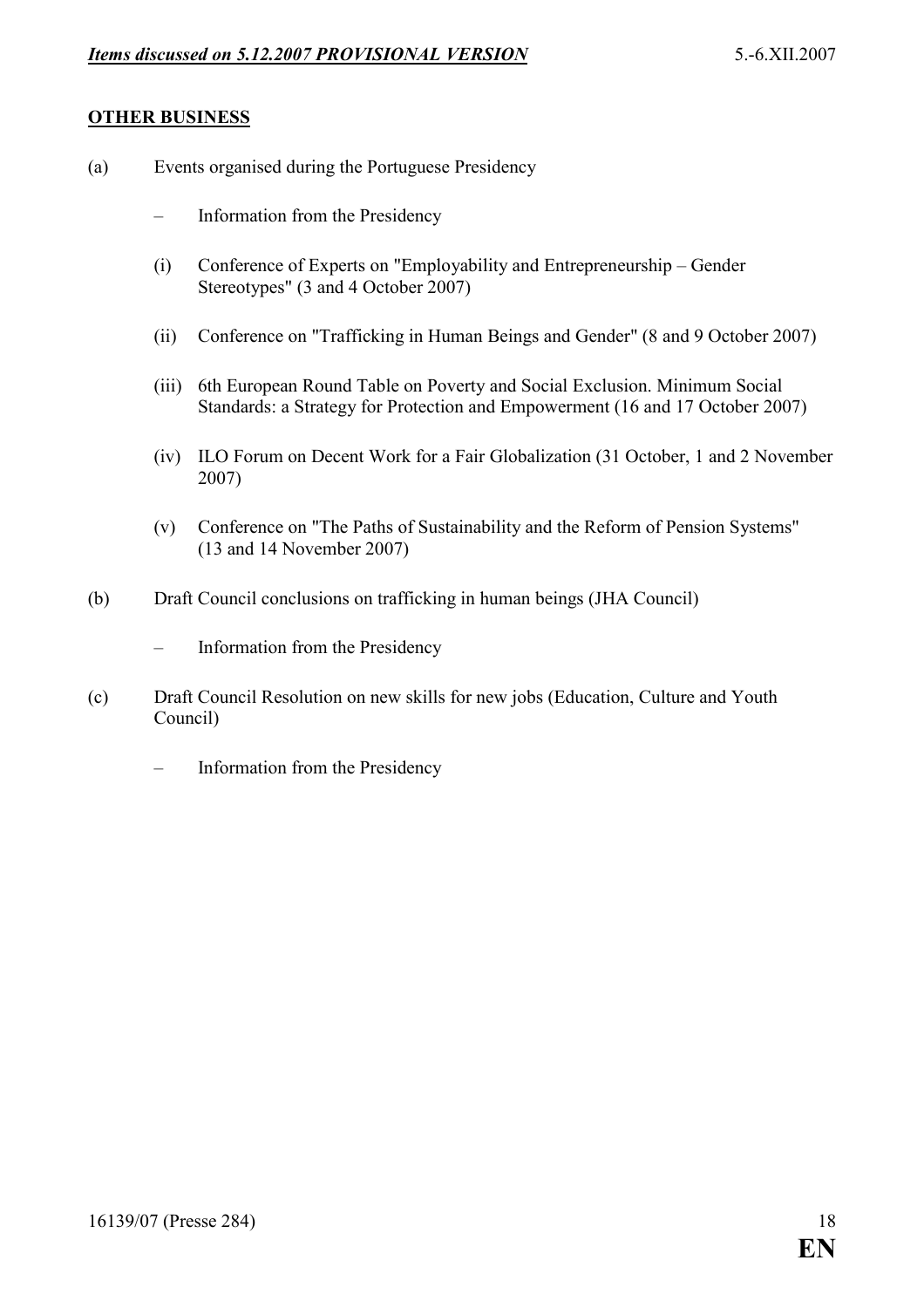## OTHER BUSINESS

(a) Events organised during the Portuguese Presidency

– Information from the Presidency

(i) Conference of Experts on "Employability and Entrepreneurship – Gender Stereotypes" (3 and 4 October 2007)

(ii) Conference on "Trafficking in Human Beings and Gender" (8 and 9 October 2007)

(iii) 6th European Round Table on Poverty and Social Exclusion. Minimum Social Standards: a Strategy for Protection and Empowerment (16 and 17 October 2007)

(iv) ILO Forum on Decent Work for a Fair Globalization (31 October, 1 and 2 November 2007)

(v) Conference on "The Paths of Sustainability and the Reform of Pension Systems" (13 and 14 November 2007)

(b) Draft Council conclusions on trafficking in human beings (JHA Council)

– Information from the Presidency

(c) Draft Council Resolution on new skills for new jobs (Education, Culture and Youth Council)

– Information from the Presidency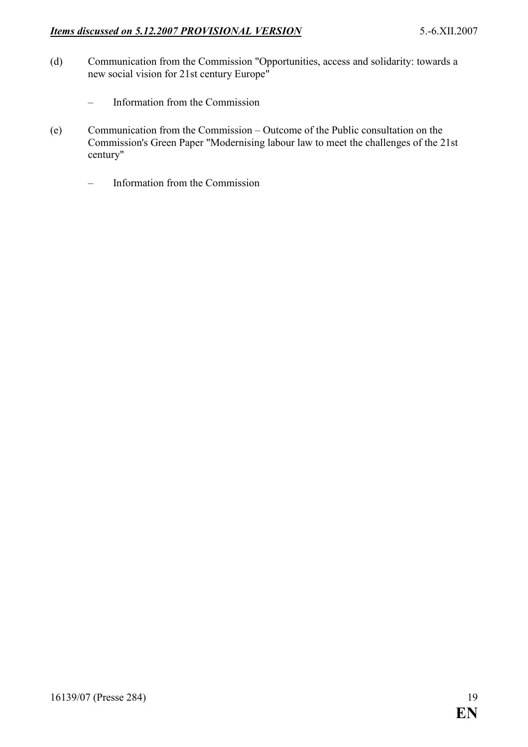(d) Communication from the Commission "Opportunities, access and solidarity: towards a new social vision for 21st century Europe"

   – Information from the Commission

(e) Communication from the Commission – Outcome of the Public consultation on the Commission's Green Paper "Modernising labour law to meet the challenges of the 21st century"

   – Information from the Commission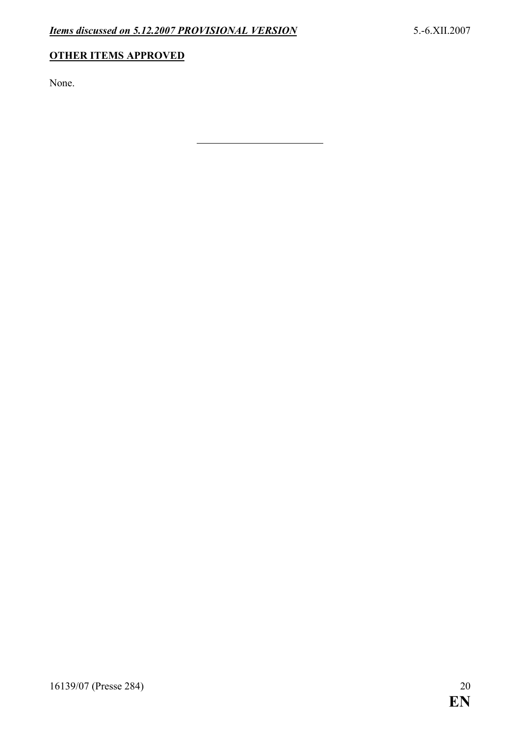**OTHER ITEMS APPROVED**

None.